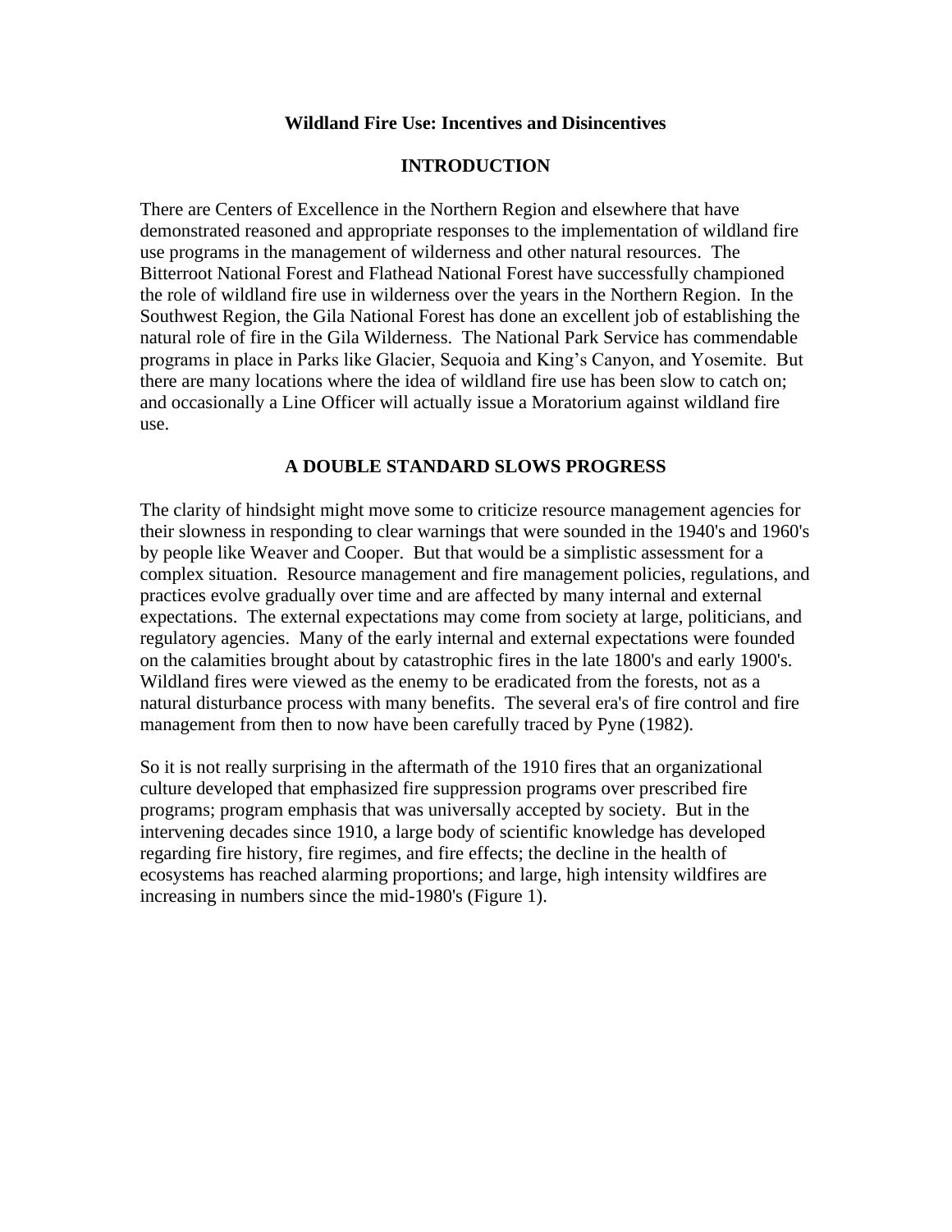# Wildland Fire Use: Incentives and Disincentives

## INTRODUCTION

There are Centers of Excellence in the Northern Region and elsewhere that have demonstrated reasoned and appropriate responses to the implementation of wildland fire use programs in the management of wilderness and other natural resources. The Bitterroot National Forest and Flathead National Forest have successfully championed the role of wildland fire use in wilderness over the years in the Northern Region. In the Southwest Region, the Gila National Forest has done an excellent job of establishing the natural role of fire in the Gila Wilderness. The National Park Service has commendable programs in place in Parks like Glacier, Sequoia and King's Canyon, and Yosemite. But there are many locations where the idea of wildland fire use has been slow to catch on; and occasionally a Line Officer will actually issue a Moratorium against wildland fire use.

## A DOUBLE STANDARD SLOWS PROGRESS

The clarity of hindsight might move some to criticize resource management agencies for their slowness in responding to clear warnings that were sounded in the 1940's and 1960's by people like Weaver and Cooper. But that would be a simplistic assessment for a complex situation. Resource management and fire management policies, regulations, and practices evolve gradually over time and are affected by many internal and external expectations. The external expectations may come from society at large, politicians, and regulatory agencies. Many of the early internal and external expectations were founded on the calamities brought about by catastrophic fires in the late 1800's and early 1900's. Wildland fires were viewed as the enemy to be eradicated from the forests, not as a natural disturbance process with many benefits. The several era's of fire control and fire management from then to now have been carefully traced by Pyne (1982).

So it is not really surprising in the aftermath of the 1910 fires that an organizational culture developed that emphasized fire suppression programs over prescribed fire programs; program emphasis that was universally accepted by society. But in the intervening decades since 1910, a large body of scientific knowledge has developed regarding fire history, fire regimes, and fire effects; the decline in the health of ecosystems has reached alarming proportions; and large, high intensity wildfires are increasing in numbers since the mid-1980's (Figure 1).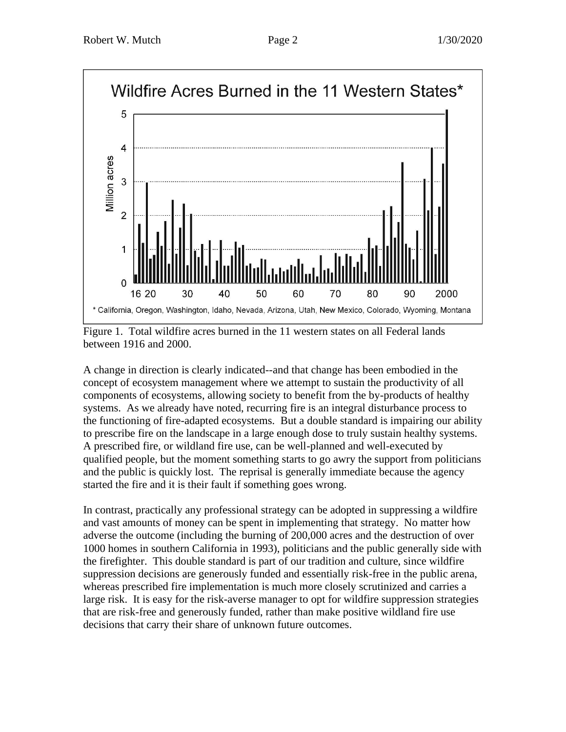Figure 1. Total wildfire acres burned in the 11 western states on all Federal lands between 1916 and 2000.

A change in direction is clearly indicated--and that change has been embodied in the concept of ecosystem management where we attempt to sustain the productivity of all components of ecosystems, allowing society to benefit from the by-products of healthy systems. As we already have noted, recurring fire is an integral disturbance process to the functioning of fire-adapted ecosystems. But a double standard is impairing our ability to prescribe fire on the landscape in a large enough dose to truly sustain healthy systems. A prescribed fire, or wildland fire use, can be well-planned and well-executed by qualified people, but the moment something starts to go awry the support from politicians and the public is quickly lost. The reprisal is generally immediate because the agency started the fire and it is their fault if something goes wrong.

In contrast, practically any professional strategy can be adopted in suppressing a wildfire and vast amounts of money can be spent in implementing that strategy. No matter how adverse the outcome (including the burning of 200,000 acres and the destruction of over 1000 homes in southern California in 1993), politicians and the public generally side with the firefighter. This double standard is part of our tradition and culture, since wildfire suppression decisions are generously funded and essentially risk-free in the public arena, whereas prescribed fire implementation is much more closely scrutinized and carries a large risk. It is easy for the risk-averse manager to opt for wildfire suppression strategies that are risk-free and generously funded, rather than make positive wildland fire use decisions that carry their share of unknown future outcomes.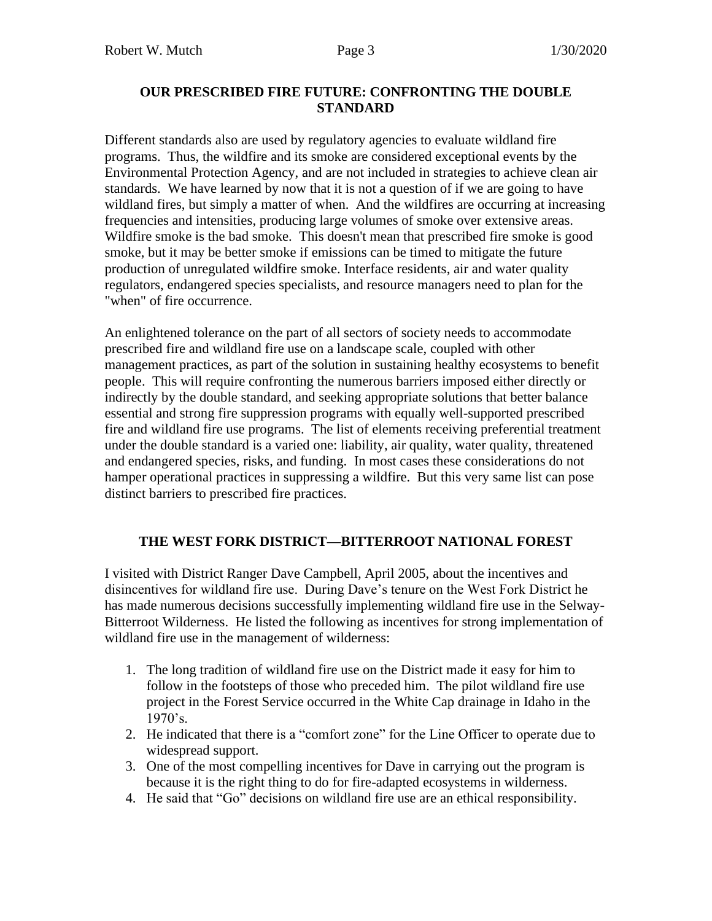## OUR PRESCRIBED FIRE FUTURE: CONFRONTING THE DOUBLE STANDARD

Different standards also are used by regulatory agencies to evaluate wildland fire programs. Thus, the wildfire and its smoke are considered exceptional events by the Environmental Protection Agency, and are not included in strategies to achieve clean air standards. We have learned by now that it is not a question of if we are going to have wildland fires, but simply a matter of when. And the wildfires are occurring at increasing frequencies and intensities, producing large volumes of smoke over extensive areas. Wildfire smoke is the bad smoke. This doesn't mean that prescribed fire smoke is good smoke, but it may be better smoke if emissions can be timed to mitigate the future production of unregulated wildfire smoke. Interface residents, air and water quality regulators, endangered species specialists, and resource managers need to plan for the "when" of fire occurrence.

An enlightened tolerance on the part of all sectors of society needs to accommodate prescribed fire and wildland fire use on a landscape scale, coupled with other management practices, as part of the solution in sustaining healthy ecosystems to benefit people. This will require confronting the numerous barriers imposed either directly or indirectly by the double standard, and seeking appropriate solutions that better balance essential and strong fire suppression programs with equally well-supported prescribed fire and wildland fire use programs. The list of elements receiving preferential treatment under the double standard is a varied one: liability, air quality, water quality, threatened and endangered species, risks, and funding. In most cases these considerations do not hamper operational practices in suppressing a wildfire. But this very same list can pose distinct barriers to prescribed fire practices.

## THE WEST FORK DISTRICT—BITTERROOT NATIONAL FOREST

I visited with District Ranger Dave Campbell, April 2005, about the incentives and disincentives for wildland fire use. During Dave's tenure on the West Fork District he has made numerous decisions successfully implementing wildland fire use in the Selway-Bitterroot Wilderness. He listed the following as incentives for strong implementation of wildland fire use in the management of wilderness:

1. The long tradition of wildland fire use on the District made it easy for him to follow in the footsteps of those who preceded him. The pilot wildland fire use project in the Forest Service occurred in the White Cap drainage in Idaho in the 1970's.
2. He indicated that there is a "comfort zone" for the Line Officer to operate due to widespread support.
3. One of the most compelling incentives for Dave in carrying out the program is because it is the right thing to do for fire-adapted ecosystems in wilderness.
4. He said that "Go" decisions on wildland fire use are an ethical responsibility.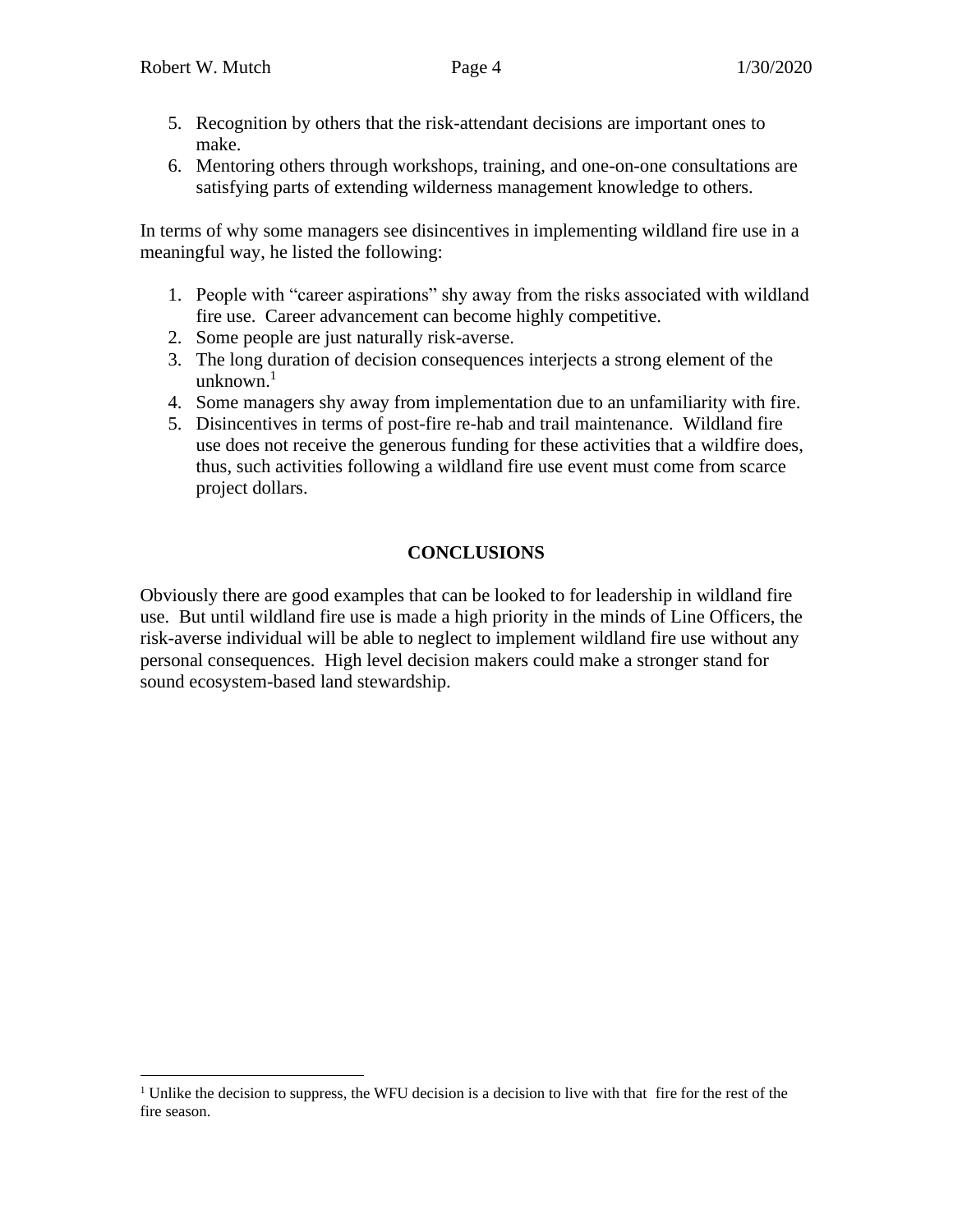5. Recognition by others that the risk-attendant decisions are important ones to make.
6. Mentoring others through workshops, training, and one-on-one consultations are satisfying parts of extending wilderness management knowledge to others.

In terms of why some managers see disincentives in implementing wildland fire use in a meaningful way, he listed the following:

1. People with "career aspirations" shy away from the risks associated with wildland fire use. Career advancement can become highly competitive.
2. Some people are just naturally risk-averse.
3. The long duration of decision consequences interjects a strong element of the unknown.[1]
4. Some managers shy away from implementation due to an unfamiliarity with fire.
5. Disincentives in terms of post-fire re-hab and trail maintenance. Wildland fire use does not receive the generous funding for these activities that a wildfire does, thus, such activities following a wildland fire use event must come from scarce project dollars.

## CONCLUSIONS

Obviously there are good examples that can be looked to for leadership in wildland fire use. But until wildland fire use is made a high priority in the minds of Line Officers, the risk-averse individual will be able to neglect to implement wildland fire use without any personal consequences. High level decision makers could make a stronger stand for sound ecosystem-based land stewardship.

[1] Unlike the decision to suppress, the WFU decision is a decision to live with that fire for the rest of the fire season.